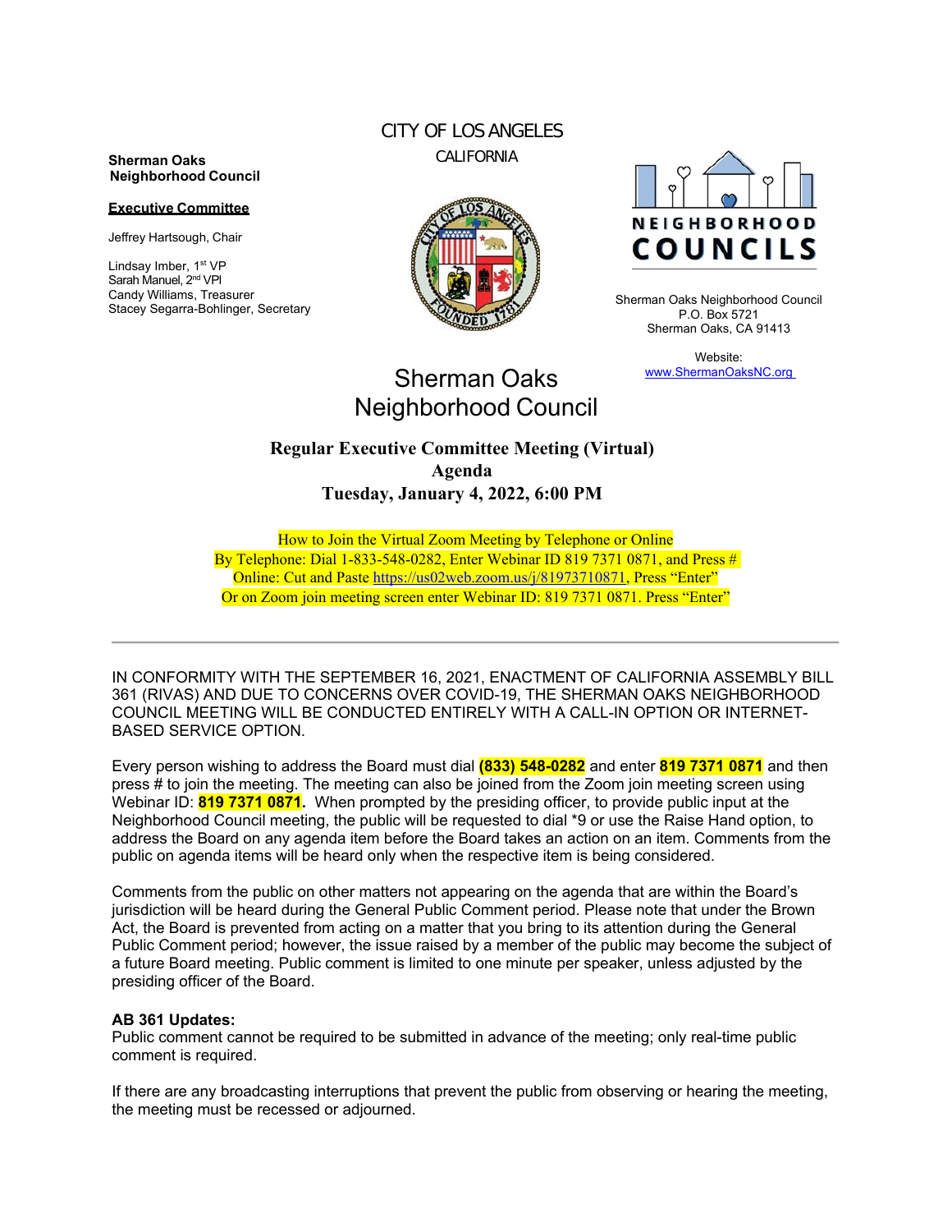**Sherman Oaks Neighborhood Council**

**Executive Committee**

Jeffrey Hartsough, Chair

Lindsay Imber, 1st VP
Sarah Manuel, 2nd VPl
Candy Williams, Treasurer
Stacey Segarra-Bohlinger, Secretary

CITY OF LOS ANGELES

CALIFORNIA

NEIGHBORHOOD COUNCILS

Sherman Oaks Neighborhood Council
P.O. Box 5721
Sherman Oaks, CA 91413

Website:
www.ShermanOaksNC.org

# Sherman Oaks Neighborhood Council

## Regular Executive Committee Meeting (Virtual)
## Agenda
## Tuesday, January 4, 2022, 6:00 PM

How to Join the Virtual Zoom Meeting by Telephone or Online
By Telephone: Dial 1-833-548-0282, Enter Webinar ID 819 7371 0871, and Press #
Online: Cut and Paste https://us02web.zoom.us/j/81973710871, Press "Enter"
Or on Zoom join meeting screen enter Webinar ID: 819 7371 0871. Press "Enter"

---

IN CONFORMITY WITH THE SEPTEMBER 16, 2021, ENACTMENT OF CALIFORNIA ASSEMBLY BILL 361 (RIVAS) AND DUE TO CONCERNS OVER COVID-19, THE SHERMAN OAKS NEIGHBORHOOD COUNCIL MEETING WILL BE CONDUCTED ENTIRELY WITH A CALL-IN OPTION OR INTERNET-BASED SERVICE OPTION.

Every person wishing to address the Board must dial **(833) 548-0282** and enter **819 7371 0871** and then press # to join the meeting. The meeting can also be joined from the Zoom join meeting screen using Webinar ID: **819 7371 0871.** When prompted by the presiding officer, to provide public input at the Neighborhood Council meeting, the public will be requested to dial *9 or use the Raise Hand option, to address the Board on any agenda item before the Board takes an action on an item. Comments from the public on agenda items will be heard only when the respective item is being considered.

Comments from the public on other matters not appearing on the agenda that are within the Board's jurisdiction will be heard during the General Public Comment period. Please note that under the Brown Act, the Board is prevented from acting on a matter that you bring to its attention during the General Public Comment period; however, the issue raised by a member of the public may become the subject of a future Board meeting. Public comment is limited to one minute per speaker, unless adjusted by the presiding officer of the Board.

**AB 361 Updates:**
Public comment cannot be required to be submitted in advance of the meeting; only real-time public comment is required.

If there are any broadcasting interruptions that prevent the public from observing or hearing the meeting, the meeting must be recessed or adjourned.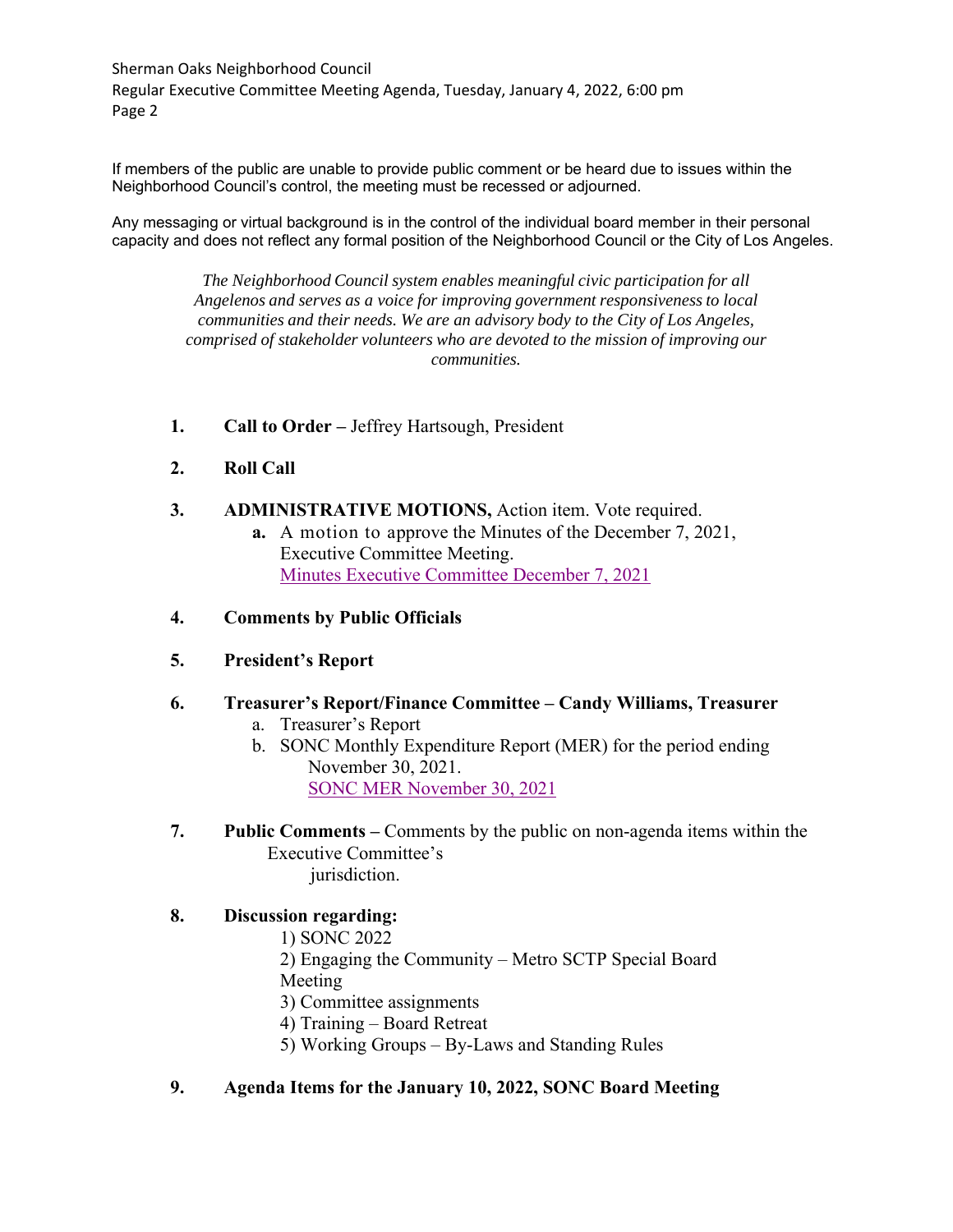If members of the public are unable to provide public comment or be heard due to issues within the Neighborhood Council's control, the meeting must be recessed or adjourned.

Any messaging or virtual background is in the control of the individual board member in their personal capacity and does not reflect any formal position of the Neighborhood Council or the City of Los Angeles.

*The Neighborhood Council system enables meaningful civic participation for all Angelenos and serves as a voice for improving government responsiveness to local communities and their needs. We are an advisory body to the City of Los Angeles, comprised of stakeholder volunteers who are devoted to the mission of improving our communities.*

1. **Call to Order –** Jeffrey Hartsough, President

2. **Roll Call**

3. **ADMINISTRATIVE MOTIONS,** Action item. Vote required.
   - **a.** A motion to approve the Minutes of the December 7, 2021, Executive Committee Meeting.
     Minutes Executive Committee December 7, 2021

4. **Comments by Public Officials**

5. **President's Report**

6. **Treasurer's Report/Finance Committee – Candy Williams, Treasurer**
   - a. Treasurer's Report
   - b. SONC Monthly Expenditure Report (MER) for the period ending November 30, 2021.
     SONC MER November 30, 2021

7. **Public Comments –** Comments by the public on non-agenda items within the Executive Committee's jurisdiction.

8. **Discussion regarding:**
   1) SONC 2022
   2) Engaging the Community – Metro SCTP Special Board Meeting
   3) Committee assignments
   4) Training – Board Retreat
   5) Working Groups – By-Laws and Standing Rules

9. **Agenda Items for the January 10, 2022, SONC Board Meeting**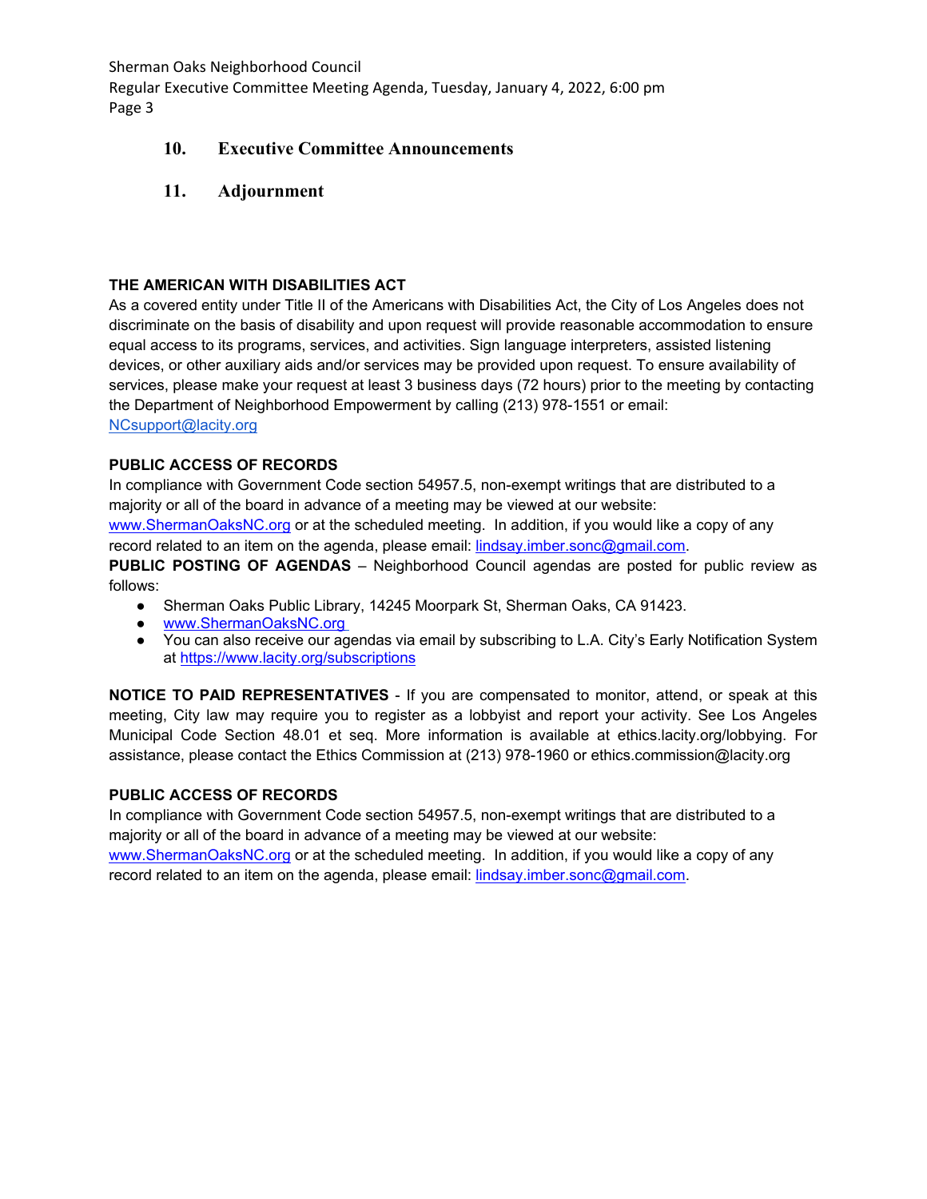## 10. Executive Committee Announcements

## 11. Adjournment

**THE AMERICAN WITH DISABILITIES ACT**

As a covered entity under Title II of the Americans with Disabilities Act, the City of Los Angeles does not discriminate on the basis of disability and upon request will provide reasonable accommodation to ensure equal access to its programs, services, and activities. Sign language interpreters, assisted listening devices, or other auxiliary aids and/or services may be provided upon request. To ensure availability of services, please make your request at least 3 business days (72 hours) prior to the meeting by contacting the Department of Neighborhood Empowerment by calling (213) 978-1551 or email: NCsupport@lacity.org

**PUBLIC ACCESS OF RECORDS**

In compliance with Government Code section 54957.5, non-exempt writings that are distributed to a majority or all of the board in advance of a meeting may be viewed at our website: www.ShermanOaksNC.org or at the scheduled meeting. In addition, if you would like a copy of any record related to an item on the agenda, please email: lindsay.imber.sonc@gmail.com.

**PUBLIC POSTING OF AGENDAS** – Neighborhood Council agendas are posted for public review as follows:

- Sherman Oaks Public Library, 14245 Moorpark St, Sherman Oaks, CA 91423.
- www.ShermanOaksNC.org
- You can also receive our agendas via email by subscribing to L.A. City's Early Notification System at https://www.lacity.org/subscriptions

**NOTICE TO PAID REPRESENTATIVES** - If you are compensated to monitor, attend, or speak at this meeting, City law may require you to register as a lobbyist and report your activity. See Los Angeles Municipal Code Section 48.01 et seq. More information is available at ethics.lacity.org/lobbying. For assistance, please contact the Ethics Commission at (213) 978-1960 or ethics.commission@lacity.org

**PUBLIC ACCESS OF RECORDS**

In compliance with Government Code section 54957.5, non-exempt writings that are distributed to a majority or all of the board in advance of a meeting may be viewed at our website: www.ShermanOaksNC.org or at the scheduled meeting. In addition, if you would like a copy of any record related to an item on the agenda, please email: lindsay.imber.sonc@gmail.com.